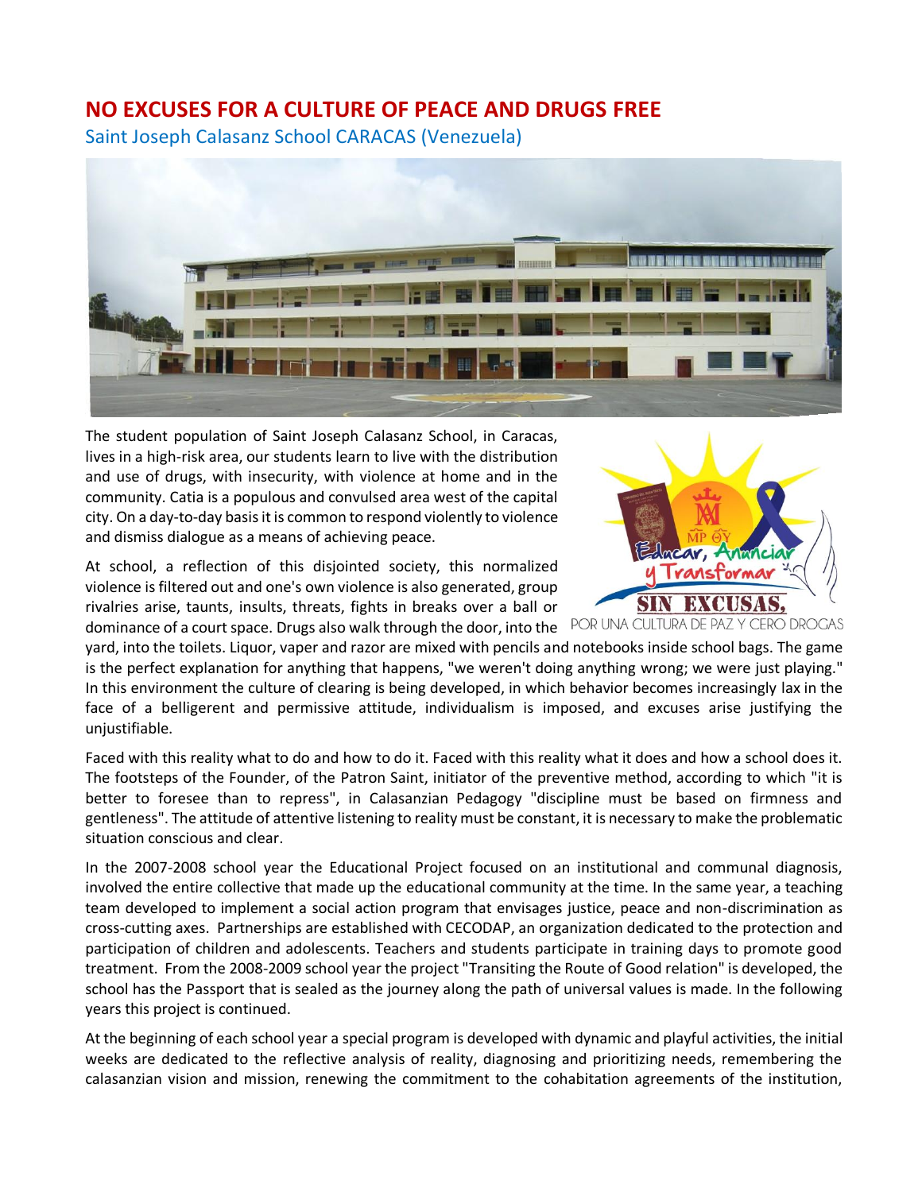# NO EXCUSES FOR A CULTURE OF PEACE AND DRUGS FREE

Saint Joseph Calasanz School CARACAS (Venezuela)

The student population of Saint Joseph Calasanz School, in Caracas, lives in a high-risk area, our students learn to live with the distribution and use of drugs, with insecurity, with violence at home and in the community. Catia is a populous and convulsed area west of the capital city. On a day-to-day basis it is common to respond violently to violence and dismiss dialogue as a means of achieving peace.

At school, a reflection of this disjointed society, this normalized violence is filtered out and one's own violence is also generated, group rivalries arise, taunts, insults, threats, fights in breaks over a ball or dominance of a court space. Drugs also walk through the door, into the yard, into the toilets. Liquor, vaper and razor are mixed with pencils and notebooks inside school bags. The game is the perfect explanation for anything that happens, "we weren't doing anything wrong; we were just playing." In this environment the culture of clearing is being developed, in which behavior becomes increasingly lax in the face of a belligerent and permissive attitude, individualism is imposed, and excuses arise justifying the unjustifiable.

Faced with this reality what to do and how to do it. Faced with this reality what it does and how a school does it. The footsteps of the Founder, of the Patron Saint, initiator of the preventive method, according to which "it is better to foresee than to repress", in Calasanzian Pedagogy "discipline must be based on firmness and gentleness". The attitude of attentive listening to reality must be constant, it is necessary to make the problematic situation conscious and clear.

In the 2007-2008 school year the Educational Project focused on an institutional and communal diagnosis, involved the entire collective that made up the educational community at the time. In the same year, a teaching team developed to implement a social action program that envisages justice, peace and non-discrimination as cross-cutting axes. Partnerships are established with CECODAP, an organization dedicated to the protection and participation of children and adolescents. Teachers and students participate in training days to promote good treatment. From the 2008-2009 school year the project "Transiting the Route of Good relation" is developed, the school has the Passport that is sealed as the journey along the path of universal values is made. In the following years this project is continued.

At the beginning of each school year a special program is developed with dynamic and playful activities, the initial weeks are dedicated to the reflective analysis of reality, diagnosing and prioritizing needs, remembering the calasanzian vision and mission, renewing the commitment to the cohabitation agreements of the institution,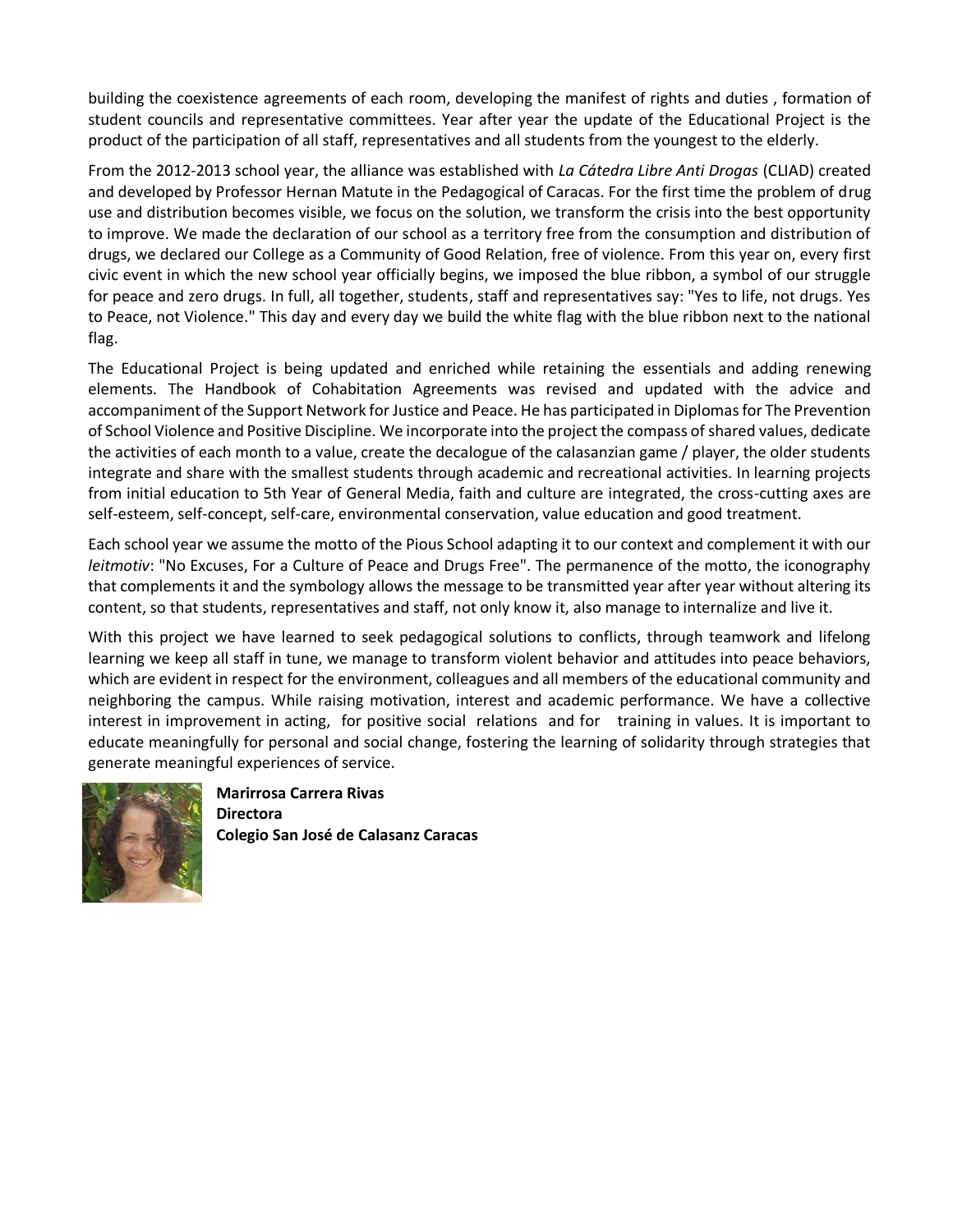building the coexistence agreements of each room, developing the manifest of rights and duties , formation of student councils and representative committees. Year after year the update of the Educational Project is the product of the participation of all staff, representatives and all students from the youngest to the elderly.

From the 2012-2013 school year, the alliance was established with *La Cátedra Libre Anti Drogas* (CLIAD) created and developed by Professor Hernan Matute in the Pedagogical of Caracas. For the first time the problem of drug use and distribution becomes visible, we focus on the solution, we transform the crisis into the best opportunity to improve. We made the declaration of our school as a territory free from the consumption and distribution of drugs, we declared our College as a Community of Good Relation, free of violence. From this year on, every first civic event in which the new school year officially begins, we imposed the blue ribbon, a symbol of our struggle for peace and zero drugs. In full, all together, students, staff and representatives say: "Yes to life, not drugs. Yes to Peace, not Violence." This day and every day we build the white flag with the blue ribbon next to the national flag.

The Educational Project is being updated and enriched while retaining the essentials and adding renewing elements. The Handbook of Cohabitation Agreements was revised and updated with the advice and accompaniment of the Support Network for Justice and Peace. He has participated in Diplomas for The Prevention of School Violence and Positive Discipline. We incorporate into the project the compass of shared values, dedicate the activities of each month to a value, create the decalogue of the calasanzian game / player, the older students integrate and share with the smallest students through academic and recreational activities. In learning projects from initial education to 5th Year of General Media, faith and culture are integrated, the cross-cutting axes are self-esteem, self-concept, self-care, environmental conservation, value education and good treatment.

Each school year we assume the motto of the Pious School adapting it to our context and complement it with our *leitmotiv*: "No Excuses, For a Culture of Peace and Drugs Free". The permanence of the motto, the iconography that complements it and the symbology allows the message to be transmitted year after year without altering its content, so that students, representatives and staff, not only know it, also manage to internalize and live it.

With this project we have learned to seek pedagogical solutions to conflicts, through teamwork and lifelong learning we keep all staff in tune, we manage to transform violent behavior and attitudes into peace behaviors, which are evident in respect for the environment, colleagues and all members of the educational community and neighboring the campus. While raising motivation, interest and academic performance. We have a collective interest in improvement in acting, for positive social relations and for training in values. It is important to educate meaningfully for personal and social change, fostering the learning of solidarity through strategies that generate meaningful experiences of service.

**Marirrosa Carrera Rivas**
**Directora**
**Colegio San José de Calasanz Caracas**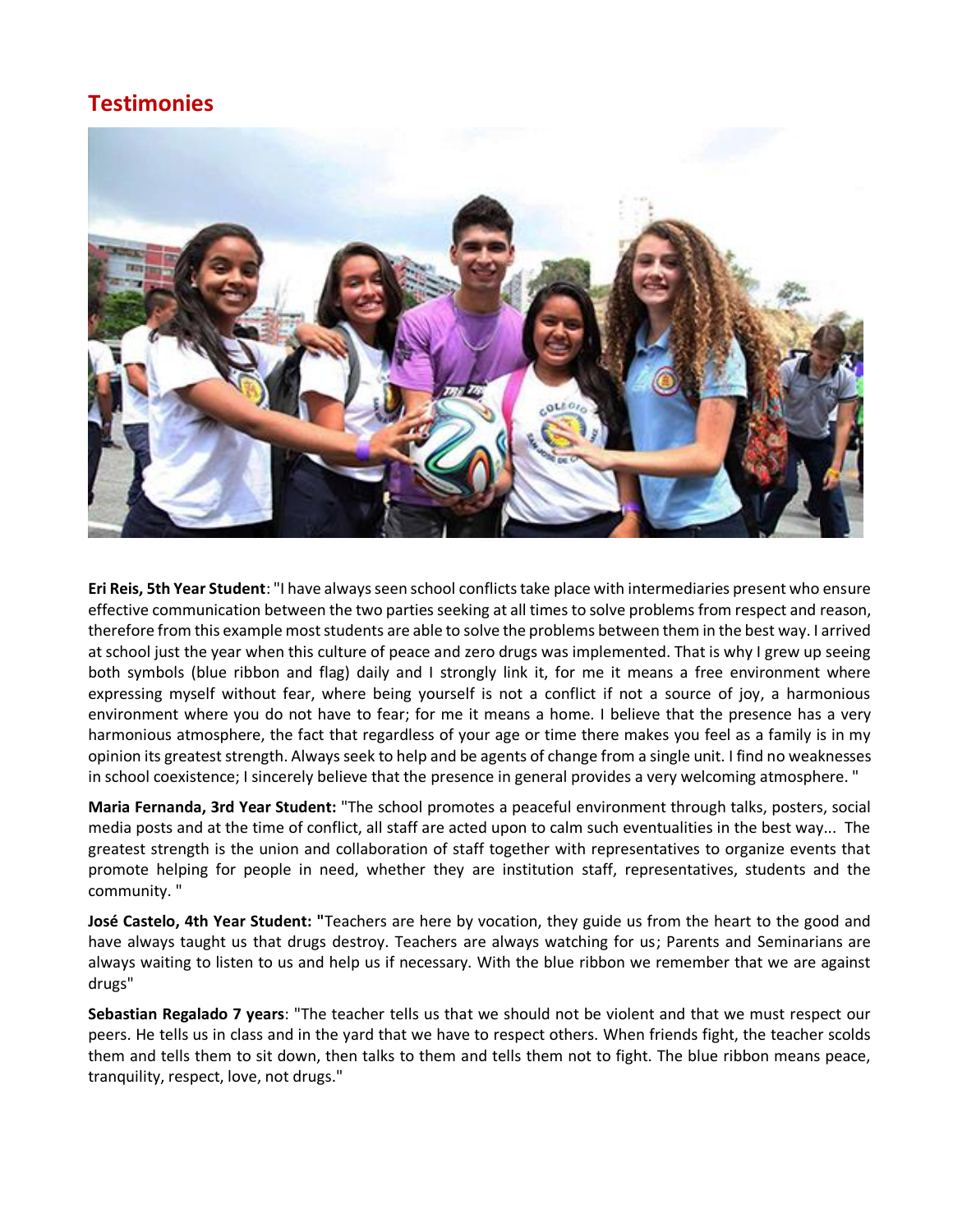## Testimonies

**Eri Reis, 5th Year Student**: "I have always seen school conflicts take place with intermediaries present who ensure effective communication between the two parties seeking at all times to solve problems from respect and reason, therefore from this example most students are able to solve the problems between them in the best way. I arrived at school just the year when this culture of peace and zero drugs was implemented. That is why I grew up seeing both symbols (blue ribbon and flag) daily and I strongly link it, for me it means a free environment where expressing myself without fear, where being yourself is not a conflict if not a source of joy, a harmonious environment where you do not have to fear; for me it means a home. I believe that the presence has a very harmonious atmosphere, the fact that regardless of your age or time there makes you feel as a family is in my opinion its greatest strength. Always seek to help and be agents of change from a single unit. I find no weaknesses in school coexistence; I sincerely believe that the presence in general provides a very welcoming atmosphere. "

**Maria Fernanda, 3rd Year Student:** "The school promotes a peaceful environment through talks, posters, social media posts and at the time of conflict, all staff are acted upon to calm such eventualities in the best way... The greatest strength is the union and collaboration of staff together with representatives to organize events that promote helping for people in need, whether they are institution staff, representatives, students and the community. "

**José Castelo, 4th Year Student: "**Teachers are here by vocation, they guide us from the heart to the good and have always taught us that drugs destroy. Teachers are always watching for us; Parents and Seminarians are always waiting to listen to us and help us if necessary. With the blue ribbon we remember that we are against drugs"

**Sebastian Regalado 7 years**: "The teacher tells us that we should not be violent and that we must respect our peers. He tells us in class and in the yard that we have to respect others. When friends fight, the teacher scolds them and tells them to sit down, then talks to them and tells them not to fight. The blue ribbon means peace, tranquility, respect, love, not drugs."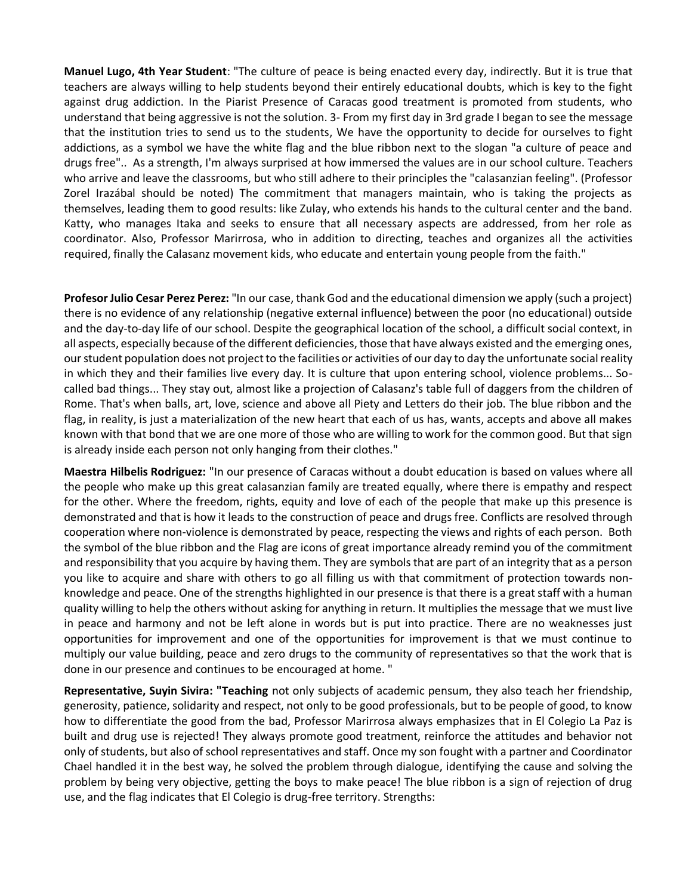**Manuel Lugo, 4th Year Student**: "The culture of peace is being enacted every day, indirectly. But it is true that teachers are always willing to help students beyond their entirely educational doubts, which is key to the fight against drug addiction. In the Piarist Presence of Caracas good treatment is promoted from students, who understand that being aggressive is not the solution. 3- From my first day in 3rd grade I began to see the message that the institution tries to send us to the students, We have the opportunity to decide for ourselves to fight addictions, as a symbol we have the white flag and the blue ribbon next to the slogan "a culture of peace and drugs free".. As a strength, I'm always surprised at how immersed the values are in our school culture. Teachers who arrive and leave the classrooms, but who still adhere to their principles the "calasanzian feeling". (Professor Zorel Irazábal should be noted) The commitment that managers maintain, who is taking the projects as themselves, leading them to good results: like Zulay, who extends his hands to the cultural center and the band. Katty, who manages Itaka and seeks to ensure that all necessary aspects are addressed, from her role as coordinator. Also, Professor Marirrosa, who in addition to directing, teaches and organizes all the activities required, finally the Calasanz movement kids, who educate and entertain young people from the faith."

**Profesor Julio Cesar Perez Perez:** "In our case, thank God and the educational dimension we apply (such a project) there is no evidence of any relationship (negative external influence) between the poor (no educational) outside and the day-to-day life of our school. Despite the geographical location of the school, a difficult social context, in all aspects, especially because of the different deficiencies, those that have always existed and the emerging ones, our student population does not project to the facilities or activities of our day to day the unfortunate social reality in which they and their families live every day. It is culture that upon entering school, violence problems... So-called bad things... They stay out, almost like a projection of Calasanz's table full of daggers from the children of Rome. That's when balls, art, love, science and above all Piety and Letters do their job. The blue ribbon and the flag, in reality, is just a materialization of the new heart that each of us has, wants, accepts and above all makes known with that bond that we are one more of those who are willing to work for the common good. But that sign is already inside each person not only hanging from their clothes."

**Maestra Hilbelis Rodriguez:** "In our presence of Caracas without a doubt education is based on values where all the people who make up this great calasanzian family are treated equally, where there is empathy and respect for the other. Where the freedom, rights, equity and love of each of the people that make up this presence is demonstrated and that is how it leads to the construction of peace and drugs free. Conflicts are resolved through cooperation where non-violence is demonstrated by peace, respecting the views and rights of each person. Both the symbol of the blue ribbon and the Flag are icons of great importance already remind you of the commitment and responsibility that you acquire by having them. They are symbols that are part of an integrity that as a person you like to acquire and share with others to go all filling us with that commitment of protection towards non-knowledge and peace. One of the strengths highlighted in our presence is that there is a great staff with a human quality willing to help the others without asking for anything in return. It multiplies the message that we must live in peace and harmony and not be left alone in words but is put into practice. There are no weaknesses just opportunities for improvement and one of the opportunities for improvement is that we must continue to multiply our value building, peace and zero drugs to the community of representatives so that the work that is done in our presence and continues to be encouraged at home. "

**Representative, Suyin Sivira: "Teaching** not only subjects of academic pensum, they also teach her friendship, generosity, patience, solidarity and respect, not only to be good professionals, but to be people of good, to know how to differentiate the good from the bad, Professor Marirrosa always emphasizes that in El Colegio La Paz is built and drug use is rejected! They always promote good treatment, reinforce the attitudes and behavior not only of students, but also of school representatives and staff. Once my son fought with a partner and Coordinator Chael handled it in the best way, he solved the problem through dialogue, identifying the cause and solving the problem by being very objective, getting the boys to make peace! The blue ribbon is a sign of rejection of drug use, and the flag indicates that El Colegio is drug-free territory. Strengths: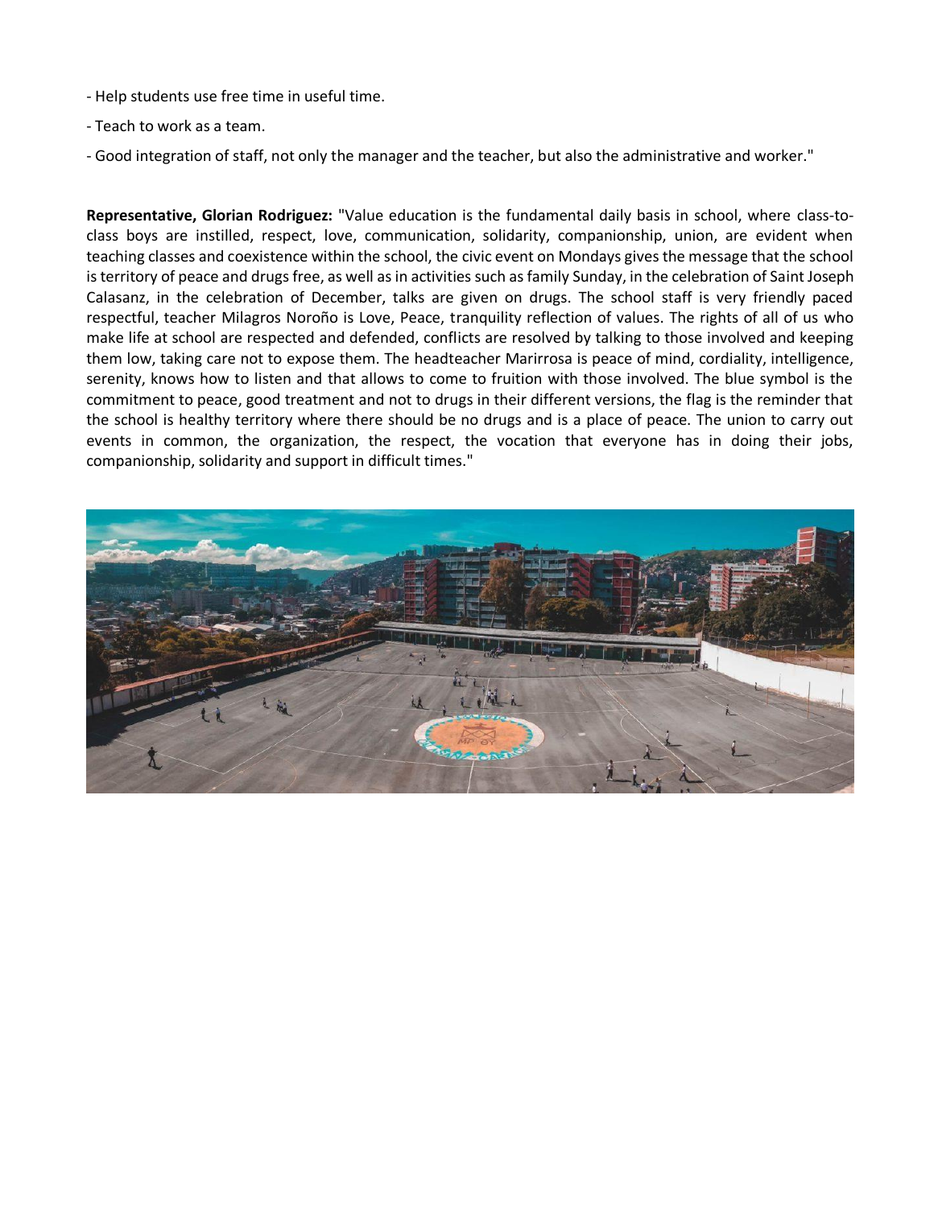- Help students use free time in useful time.

- Teach to work as a team.

- Good integration of staff, not only the manager and the teacher, but also the administrative and worker."

**Representative, Glorian Rodriguez:** "Value education is the fundamental daily basis in school, where class-to-class boys are instilled, respect, love, communication, solidarity, companionship, union, are evident when teaching classes and coexistence within the school, the civic event on Mondays gives the message that the school is territory of peace and drugs free, as well as in activities such as family Sunday, in the celebration of Saint Joseph Calasanz, in the celebration of December, talks are given on drugs. The school staff is very friendly paced respectful, teacher Milagros Noroño is Love, Peace, tranquility reflection of values. The rights of all of us who make life at school are respected and defended, conflicts are resolved by talking to those involved and keeping them low, taking care not to expose them. The headteacher Marirrosa is peace of mind, cordiality, intelligence, serenity, knows how to listen and that allows to come to fruition with those involved. The blue symbol is the commitment to peace, good treatment and not to drugs in their different versions, the flag is the reminder that the school is healthy territory where there should be no drugs and is a place of peace. The union to carry out events in common, the organization, the respect, the vocation that everyone has in doing their jobs, companionship, solidarity and support in difficult times."